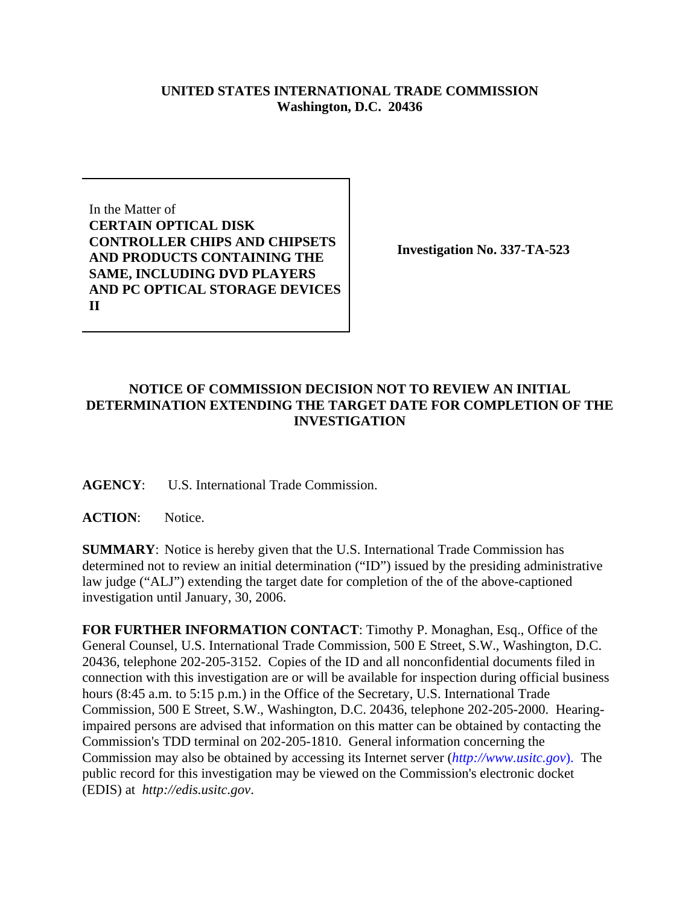**UNITED STATES INTERNATIONAL TRADE COMMISSION**
**Washington, D.C. 20436**

| In the Matter of **CERTAIN OPTICAL DISK CONTROLLER CHIPS AND CHIPSETS AND PRODUCTS CONTAINING THE SAME, INCLUDING DVD PLAYERS AND PC OPTICAL STORAGE DEVICES II** | **Investigation No. 337-TA-523** |
|---|---|

## NOTICE OF COMMISSION DECISION NOT TO REVIEW AN INITIAL DETERMINATION EXTENDING THE TARGET DATE FOR COMPLETION OF THE INVESTIGATION

**AGENCY**: U.S. International Trade Commission.

**ACTION**: Notice.

**SUMMARY**: Notice is hereby given that the U.S. International Trade Commission has determined not to review an initial determination ("ID") issued by the presiding administrative law judge ("ALJ") extending the target date for completion of the of the above-captioned investigation until January, 30, 2006.

**FOR FURTHER INFORMATION CONTACT**: Timothy P. Monaghan, Esq., Office of the General Counsel, U.S. International Trade Commission, 500 E Street, S.W., Washington, D.C. 20436, telephone 202-205-3152. Copies of the ID and all nonconfidential documents filed in connection with this investigation are or will be available for inspection during official business hours (8:45 a.m. to 5:15 p.m.) in the Office of the Secretary, U.S. International Trade Commission, 500 E Street, S.W., Washington, D.C. 20436, telephone 202-205-2000. Hearing-impaired persons are advised that information on this matter can be obtained by contacting the Commission's TDD terminal on 202-205-1810. General information concerning the Commission may also be obtained by accessing its Internet server (*http://www.usitc.gov*). The public record for this investigation may be viewed on the Commission's electronic docket (EDIS) at *http://edis.usitc.gov*.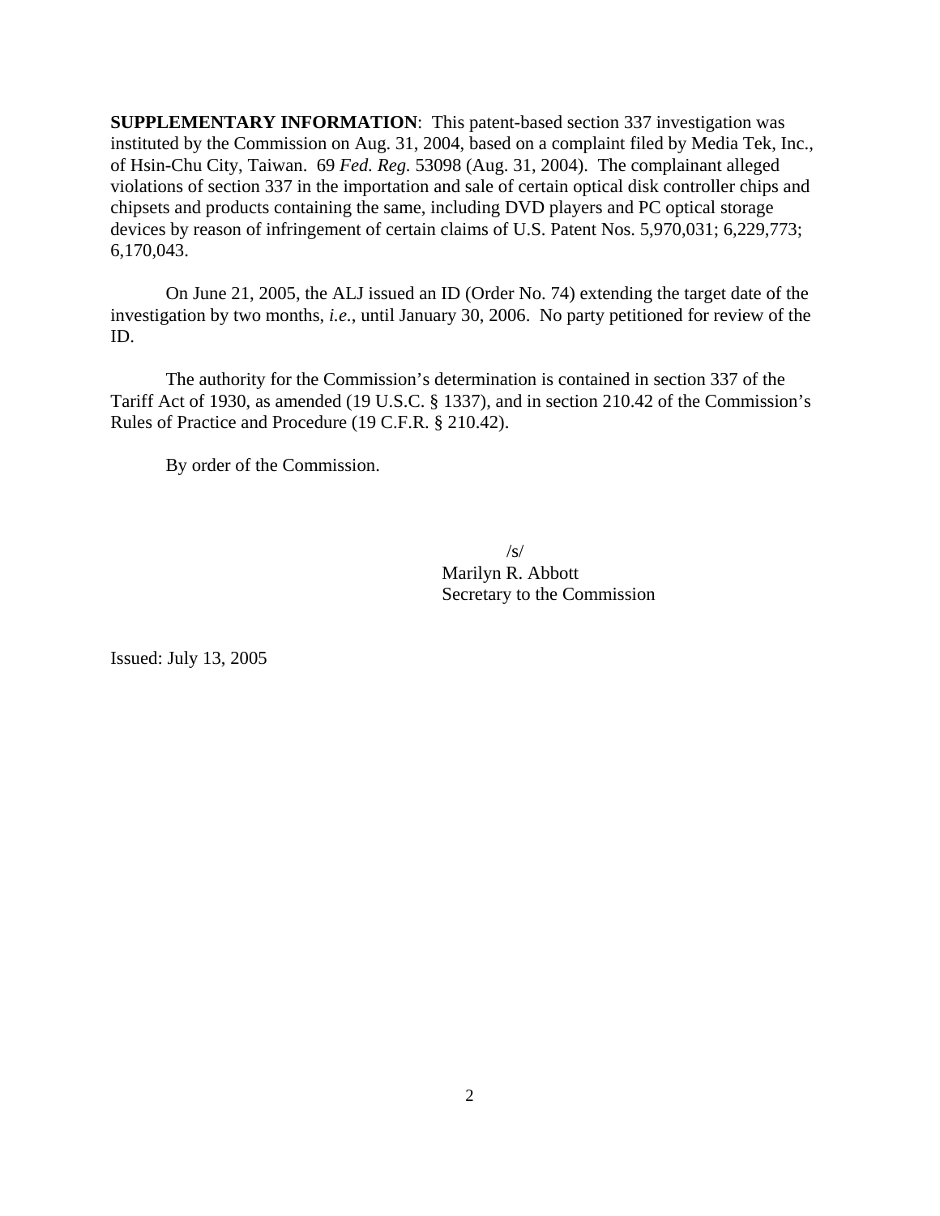**SUPPLEMENTARY INFORMATION**: This patent-based section 337 investigation was instituted by the Commission on Aug. 31, 2004, based on a complaint filed by Media Tek, Inc., of Hsin-Chu City, Taiwan. 69 *Fed. Reg.* 53098 (Aug. 31, 2004). The complainant alleged violations of section 337 in the importation and sale of certain optical disk controller chips and chipsets and products containing the same, including DVD players and PC optical storage devices by reason of infringement of certain claims of U.S. Patent Nos. 5,970,031; 6,229,773; 6,170,043.

On June 21, 2005, the ALJ issued an ID (Order No. 74) extending the target date of the investigation by two months, *i.e.*, until January 30, 2006. No party petitioned for review of the ID.

The authority for the Commission's determination is contained in section 337 of the Tariff Act of 1930, as amended (19 U.S.C. § 1337), and in section 210.42 of the Commission's Rules of Practice and Procedure (19 C.F.R. § 210.42).

By order of the Commission.

/s/
Marilyn R. Abbott
Secretary to the Commission

Issued: July 13, 2005